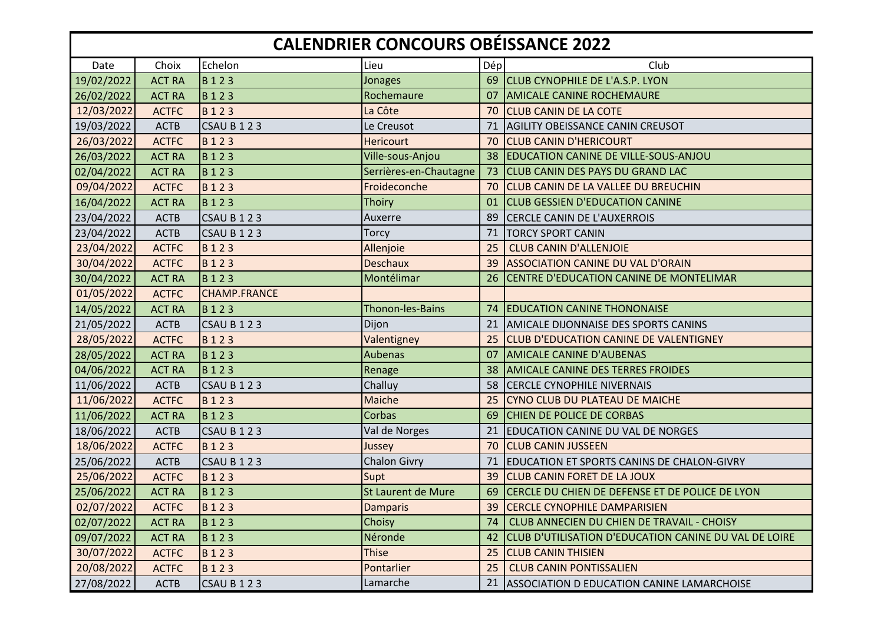# CALENDRIER CONCOURS OBÉISSANCE 2022

| Date | Choix | Echelon | Lieu | Dép | Club |
|---|---|---|---|---|---|
| 19/02/2022 | ACT RA | B 1 2 3 | Jonages | 69 | CLUB CYNOPHILE DE L'A.S.P. LYON |
| 26/02/2022 | ACT RA | B 1 2 3 | Rochemaure | 07 | AMICALE CANINE ROCHEMAURE |
| 12/03/2022 | ACTFC | B 1 2 3 | La Côte | 70 | CLUB CANIN DE LA COTE |
| 19/03/2022 | ACTB | CSAU B 1 2 3 | Le Creusot | 71 | AGILITY OBEISSANCE CANIN CREUSOT |
| 26/03/2022 | ACTFC | B 1 2 3 | Hericourt | 70 | CLUB CANIN D'HERICOURT |
| 26/03/2022 | ACT RA | B 1 2 3 | Ville-sous-Anjou | 38 | EDUCATION CANINE DE VILLE-SOUS-ANJOU |
| 02/04/2022 | ACT RA | B 1 2 3 | Serrières-en-Chautagne | 73 | CLUB CANIN DES PAYS DU GRAND LAC |
| 09/04/2022 | ACTFC | B 1 2 3 | Froideconche | 70 | CLUB CANIN DE LA VALLEE DU BREUCHIN |
| 16/04/2022 | ACT RA | B 1 2 3 | Thoiry | 01 | CLUB GESSIEN D'EDUCATION CANINE |
| 23/04/2022 | ACTB | CSAU B 1 2 3 | Auxerre | 89 | CERCLE CANIN DE L'AUXERROIS |
| 23/04/2022 | ACTB | CSAU B 1 2 3 | Torcy | 71 | TORCY SPORT CANIN |
| 23/04/2022 | ACTFC | B 1 2 3 | Allenjoie | 25 | CLUB CANIN D'ALLENJOIE |
| 30/04/2022 | ACTFC | B 1 2 3 | Deschaux | 39 | ASSOCIATION CANINE DU VAL D'ORAIN |
| 30/04/2022 | ACT RA | B 1 2 3 | Montélimar | 26 | CENTRE D'EDUCATION CANINE DE MONTELIMAR |
| 01/05/2022 | ACTFC | CHAMP.FRANCE | | | |
| 14/05/2022 | ACT RA | B 1 2 3 | Thonon-les-Bains | 74 | EDUCATION CANINE THONONAISE |
| 21/05/2022 | ACTB | CSAU B 1 2 3 | Dijon | 21 | AMICALE DIJONNAISE DES SPORTS CANINS |
| 28/05/2022 | ACTFC | B 1 2 3 | Valentigney | 25 | CLUB D'EDUCATION CANINE DE VALENTIGNEY |
| 28/05/2022 | ACT RA | B 1 2 3 | Aubenas | 07 | AMICALE CANINE D'AUBENAS |
| 04/06/2022 | ACT RA | B 1 2 3 | Renage | 38 | AMICALE CANINE DES TERRES FROIDES |
| 11/06/2022 | ACTB | CSAU B 1 2 3 | Challuy | 58 | CERCLE CYNOPHILE NIVERNAIS |
| 11/06/2022 | ACTFC | B 1 2 3 | Maiche | 25 | CYNO CLUB DU PLATEAU DE MAICHE |
| 11/06/2022 | ACT RA | B 1 2 3 | Corbas | 69 | CHIEN DE POLICE DE CORBAS |
| 18/06/2022 | ACTB | CSAU B 1 2 3 | Val de Norges | 21 | EDUCATION CANINE DU VAL DE NORGES |
| 18/06/2022 | ACTFC | B 1 2 3 | Jussey | 70 | CLUB CANIN JUSSEEN |
| 25/06/2022 | ACTB | CSAU B 1 2 3 | Chalon Givry | 71 | EDUCATION ET SPORTS CANINS DE CHALON-GIVRY |
| 25/06/2022 | ACTFC | B 1 2 3 | Supt | 39 | CLUB CANIN FORET DE LA JOUX |
| 25/06/2022 | ACT RA | B 1 2 3 | St Laurent de Mure | 69 | CERCLE DU CHIEN DE DEFENSE ET DE POLICE DE LYON |
| 02/07/2022 | ACTFC | B 1 2 3 | Damparis | 39 | CERCLE CYNOPHILE DAMPARISIEN |
| 02/07/2022 | ACT RA | B 1 2 3 | Choisy | 74 | CLUB ANNECIEN DU CHIEN DE TRAVAIL - CHOISY |
| 09/07/2022 | ACT RA | B 1 2 3 | Néronde | 42 | CLUB D'UTILISATION D'EDUCATION CANINE DU VAL DE LOIRE |
| 30/07/2022 | ACTFC | B 1 2 3 | Thise | 25 | CLUB CANIN THISIEN |
| 20/08/2022 | ACTFC | B 1 2 3 | Pontarlier | 25 | CLUB CANIN PONTISSALIEN |
| 27/08/2022 | ACTB | CSAU B 1 2 3 | Lamarche | 21 | ASSOCIATION D EDUCATION CANINE LAMARCHOISE |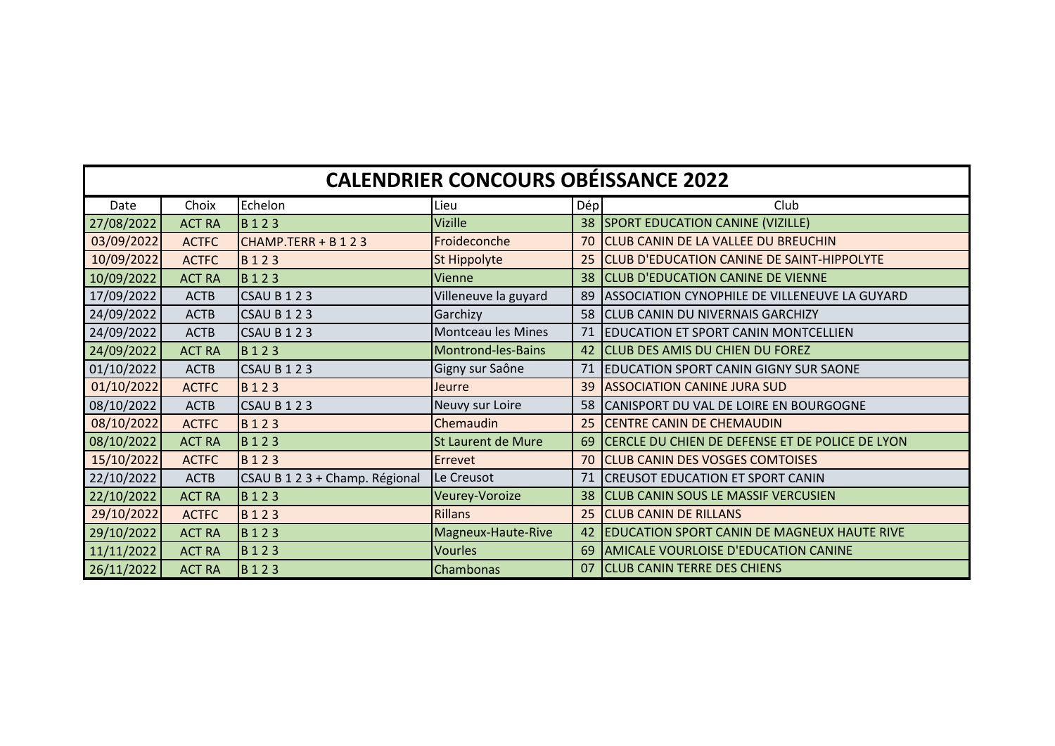# CALENDRIER CONCOURS OBÉISSANCE 2022

| Date | Choix | Echelon | Lieu | Dép | Club |
|---|---|---|---|---|---|
| 27/08/2022 | ACT RA | B 1 2 3 | Vizille | 38 | SPORT EDUCATION CANINE (VIZILLE) |
| 03/09/2022 | ACTFC | CHAMP.TERR + B 1 2 3 | Froideconche | 70 | CLUB CANIN DE LA VALLEE DU BREUCHIN |
| 10/09/2022 | ACTFC | B 1 2 3 | St Hippolyte | 25 | CLUB D'EDUCATION CANINE DE SAINT-HIPPOLYTE |
| 10/09/2022 | ACT RA | B 1 2 3 | Vienne | 38 | CLUB D'EDUCATION CANINE DE VIENNE |
| 17/09/2022 | ACTB | CSAU B 1 2 3 | Villeneuve la guyard | 89 | ASSOCIATION CYNOPHILE DE VILLENEUVE LA GUYARD |
| 24/09/2022 | ACTB | CSAU B 1 2 3 | Garchizy | 58 | CLUB CANIN DU NIVERNAIS GARCHIZY |
| 24/09/2022 | ACTB | CSAU B 1 2 3 | Montceau les Mines | 71 | EDUCATION ET SPORT CANIN MONTCELLIEN |
| 24/09/2022 | ACT RA | B 1 2 3 | Montrond-les-Bains | 42 | CLUB DES AMIS DU CHIEN DU FOREZ |
| 01/10/2022 | ACTB | CSAU B 1 2 3 | Gigny sur Saône | 71 | EDUCATION SPORT CANIN GIGNY SUR SAONE |
| 01/10/2022 | ACTFC | B 1 2 3 | Jeurre | 39 | ASSOCIATION CANINE JURA SUD |
| 08/10/2022 | ACTB | CSAU B 1 2 3 | Neuvy sur Loire | 58 | CANISPORT DU VAL DE LOIRE EN BOURGOGNE |
| 08/10/2022 | ACTFC | B 1 2 3 | Chemaudin | 25 | CENTRE CANIN DE CHEMAUDIN |
| 08/10/2022 | ACT RA | B 1 2 3 | St Laurent de Mure | 69 | CERCLE DU CHIEN DE DEFENSE ET DE POLICE DE LYON |
| 15/10/2022 | ACTFC | B 1 2 3 | Errevet | 70 | CLUB CANIN DES VOSGES COMTOISES |
| 22/10/2022 | ACTB | CSAU B 1 2 3 + Champ. Régional | Le Creusot | 71 | CREUSOT EDUCATION ET SPORT CANIN |
| 22/10/2022 | ACT RA | B 1 2 3 | Veurey-Voroize | 38 | CLUB CANIN SOUS LE MASSIF VERCUSIEN |
| 29/10/2022 | ACTFC | B 1 2 3 | Rillans | 25 | CLUB CANIN DE RILLANS |
| 29/10/2022 | ACT RA | B 1 2 3 | Magneux-Haute-Rive | 42 | EDUCATION SPORT CANIN DE MAGNEUX HAUTE RIVE |
| 11/11/2022 | ACT RA | B 1 2 3 | Vourles | 69 | AMICALE VOURLOISE D'EDUCATION CANINE |
| 26/11/2022 | ACT RA | B 1 2 3 | Chambonas | 07 | CLUB CANIN TERRE DES CHIENS |